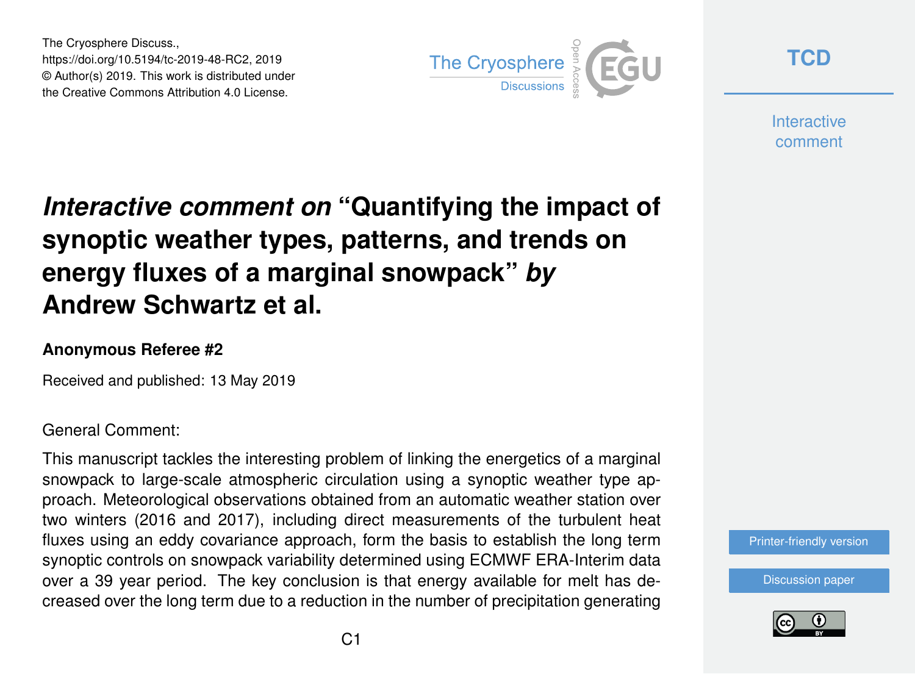The Cryosphere Discuss.,
https://doi.org/10.5194/tc-2019-48-RC2, 2019
© Author(s) 2019. This work is distributed under
the Creative Commons Attribution 4.0 License.

# *Interactive comment on* "Quantifying the impact of synoptic weather types, patterns, and trends on energy fluxes of a marginal snowpack" *by* Andrew Schwartz et al.

**Anonymous Referee #2**

Received and published: 13 May 2019

General Comment:

This manuscript tackles the interesting problem of linking the energetics of a marginal snowpack to large-scale atmospheric circulation using a synoptic weather type approach. Meteorological observations obtained from an automatic weather station over two winters (2016 and 2017), including direct measurements of the turbulent heat fluxes using an eddy covariance approach, form the basis to establish the long term synoptic controls on snowpack variability determined using ECMWF ERA-Interim data over a 39 year period. The key conclusion is that energy available for melt has decreased over the long term due to a reduction in the number of precipitation generating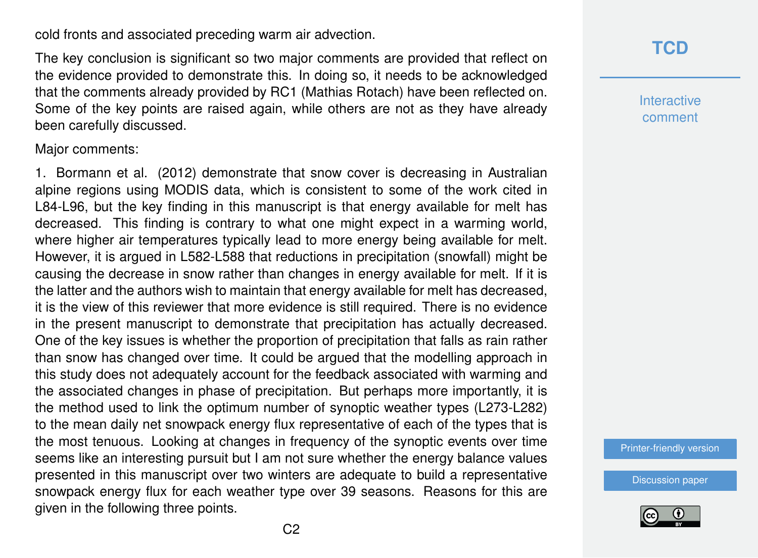cold fronts and associated preceding warm air advection.

The key conclusion is significant so two major comments are provided that reflect on the evidence provided to demonstrate this. In doing so, it needs to be acknowledged that the comments already provided by RC1 (Mathias Rotach) have been reflected on. Some of the key points are raised again, while others are not as they have already been carefully discussed.

Major comments:

1. Bormann et al. (2012) demonstrate that snow cover is decreasing in Australian alpine regions using MODIS data, which is consistent to some of the work cited in L84-L96, but the key finding in this manuscript is that energy available for melt has decreased. This finding is contrary to what one might expect in a warming world, where higher air temperatures typically lead to more energy being available for melt. However, it is argued in L582-L588 that reductions in precipitation (snowfall) might be causing the decrease in snow rather than changes in energy available for melt. If it is the latter and the authors wish to maintain that energy available for melt has decreased, it is the view of this reviewer that more evidence is still required. There is no evidence in the present manuscript to demonstrate that precipitation has actually decreased. One of the key issues is whether the proportion of precipitation that falls as rain rather than snow has changed over time. It could be argued that the modelling approach in this study does not adequately account for the feedback associated with warming and the associated changes in phase of precipitation. But perhaps more importantly, it is the method used to link the optimum number of synoptic weather types (L273-L282) to the mean daily net snowpack energy flux representative of each of the types that is the most tenuous. Looking at changes in frequency of the synoptic events over time seems like an interesting pursuit but I am not sure whether the energy balance values presented in this manuscript over two winters are adequate to build a representative snowpack energy flux for each weather type over 39 seasons. Reasons for this are given in the following three points.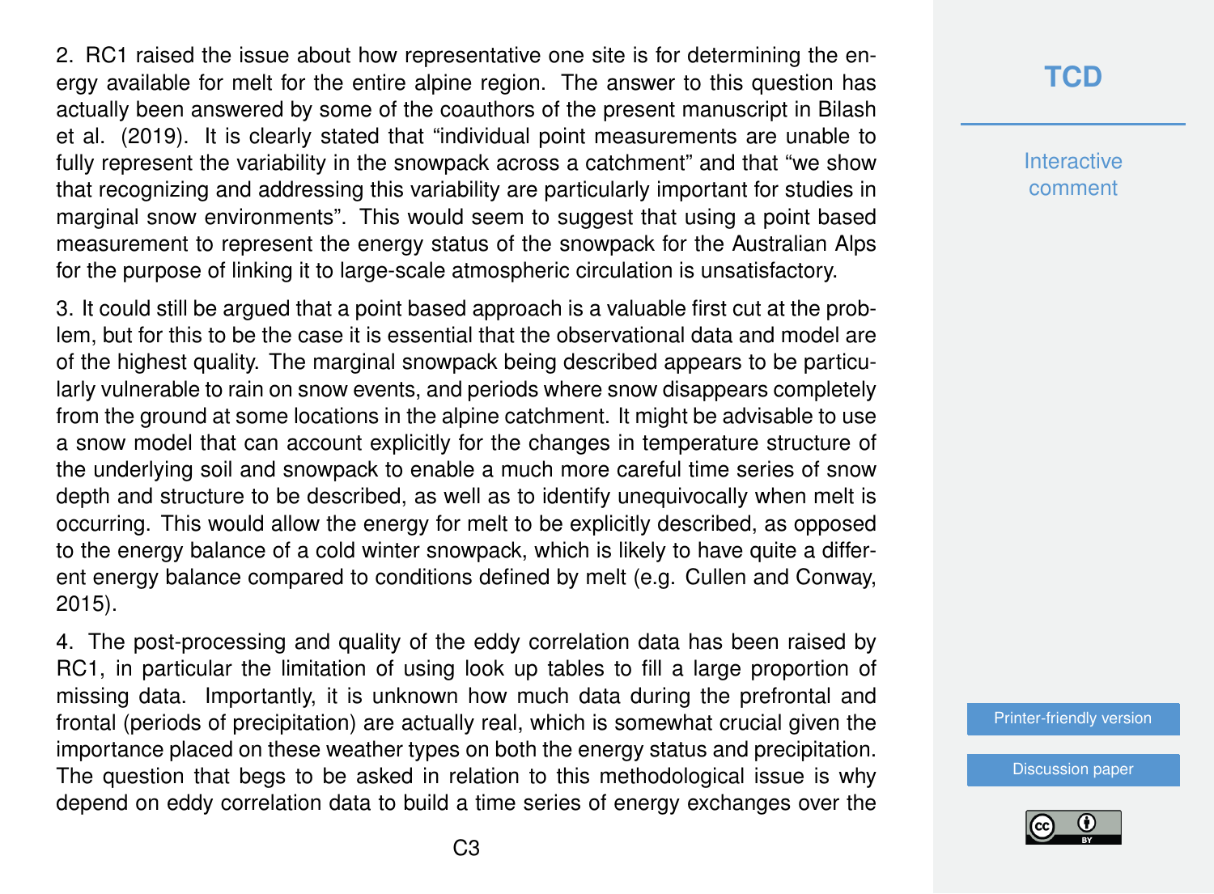2. RC1 raised the issue about how representative one site is for determining the energy available for melt for the entire alpine region. The answer to this question has actually been answered by some of the coauthors of the present manuscript in Bilash et al. (2019). It is clearly stated that "individual point measurements are unable to fully represent the variability in the snowpack across a catchment" and that "we show that recognizing and addressing this variability are particularly important for studies in marginal snow environments". This would seem to suggest that using a point based measurement to represent the energy status of the snowpack for the Australian Alps for the purpose of linking it to large-scale atmospheric circulation is unsatisfactory.

3. It could still be argued that a point based approach is a valuable first cut at the problem, but for this to be the case it is essential that the observational data and model are of the highest quality. The marginal snowpack being described appears to be particularly vulnerable to rain on snow events, and periods where snow disappears completely from the ground at some locations in the alpine catchment. It might be advisable to use a snow model that can account explicitly for the changes in temperature structure of the underlying soil and snowpack to enable a much more careful time series of snow depth and structure to be described, as well as to identify unequivocally when melt is occurring. This would allow the energy for melt to be explicitly described, as opposed to the energy balance of a cold winter snowpack, which is likely to have quite a different energy balance compared to conditions defined by melt (e.g. Cullen and Conway, 2015).

4. The post-processing and quality of the eddy correlation data has been raised by RC1, in particular the limitation of using look up tables to fill a large proportion of missing data. Importantly, it is unknown how much data during the prefrontal and frontal (periods of precipitation) are actually real, which is somewhat crucial given the importance placed on these weather types on both the energy status and precipitation. The question that begs to be asked in relation to this methodological issue is why depend on eddy correlation data to build a time series of energy exchanges over the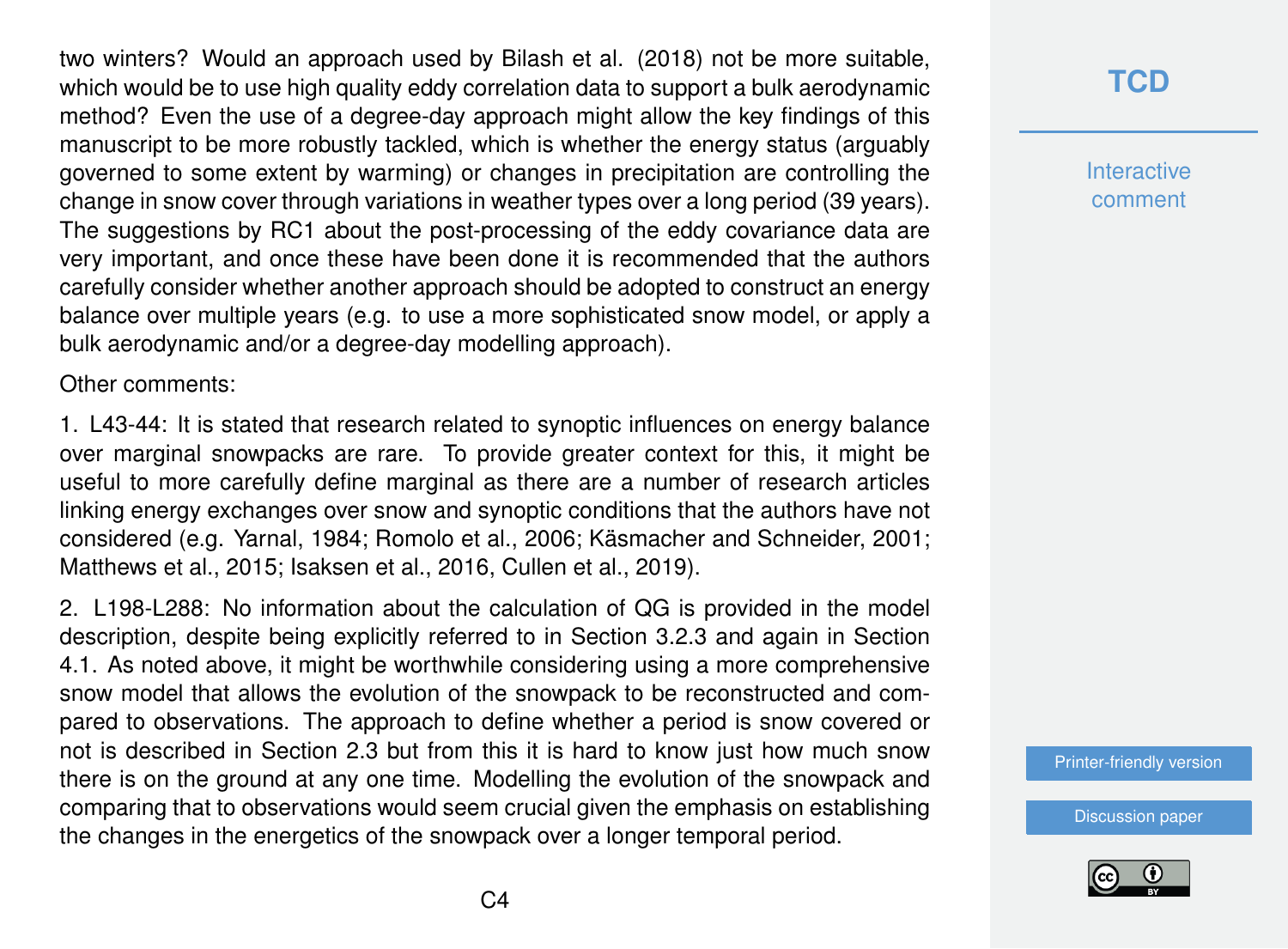two winters? Would an approach used by Bilash et al. (2018) not be more suitable, which would be to use high quality eddy correlation data to support a bulk aerodynamic method? Even the use of a degree-day approach might allow the key findings of this manuscript to be more robustly tackled, which is whether the energy status (arguably governed to some extent by warming) or changes in precipitation are controlling the change in snow cover through variations in weather types over a long period (39 years). The suggestions by RC1 about the post-processing of the eddy covariance data are very important, and once these have been done it is recommended that the authors carefully consider whether another approach should be adopted to construct an energy balance over multiple years (e.g. to use a more sophisticated snow model, or apply a bulk aerodynamic and/or a degree-day modelling approach).

Other comments:

1. L43-44: It is stated that research related to synoptic influences on energy balance over marginal snowpacks are rare. To provide greater context for this, it might be useful to more carefully define marginal as there are a number of research articles linking energy exchanges over snow and synoptic conditions that the authors have not considered (e.g. Yarnal, 1984; Romolo et al., 2006; Käsmacher and Schneider, 2001; Matthews et al., 2015; Isaksen et al., 2016, Cullen et al., 2019).

2. L198-L288: No information about the calculation of QG is provided in the model description, despite being explicitly referred to in Section 3.2.3 and again in Section 4.1. As noted above, it might be worthwhile considering using a more comprehensive snow model that allows the evolution of the snowpack to be reconstructed and compared to observations. The approach to define whether a period is snow covered or not is described in Section 2.3 but from this it is hard to know just how much snow there is on the ground at any one time. Modelling the evolution of the snowpack and comparing that to observations would seem crucial given the emphasis on establishing the changes in the energetics of the snowpack over a longer temporal period.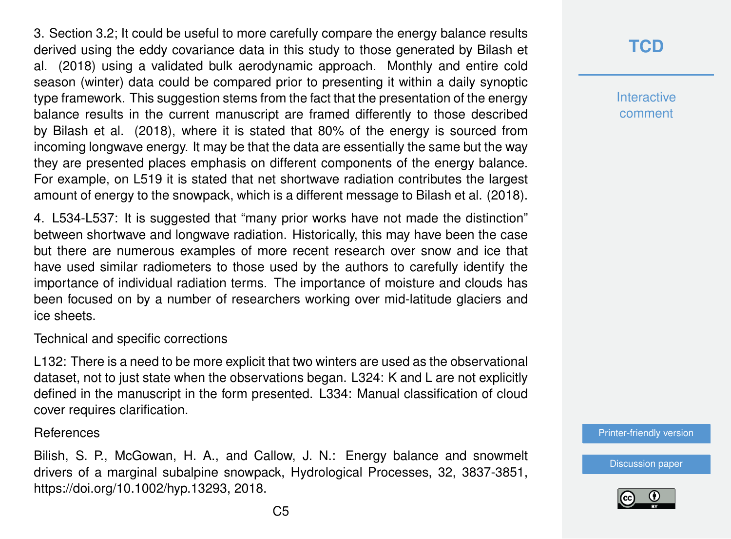3. Section 3.2; It could be useful to more carefully compare the energy balance results derived using the eddy covariance data in this study to those generated by Bilash et al. (2018) using a validated bulk aerodynamic approach. Monthly and entire cold season (winter) data could be compared prior to presenting it within a daily synoptic type framework. This suggestion stems from the fact that the presentation of the energy balance results in the current manuscript are framed differently to those described by Bilash et al. (2018), where it is stated that 80% of the energy is sourced from incoming longwave energy. It may be that the data are essentially the same but the way they are presented places emphasis on different components of the energy balance. For example, on L519 it is stated that net shortwave radiation contributes the largest amount of energy to the snowpack, which is a different message to Bilash et al. (2018).

4. L534-L537: It is suggested that "many prior works have not made the distinction" between shortwave and longwave radiation. Historically, this may have been the case but there are numerous examples of more recent research over snow and ice that have used similar radiometers to those used by the authors to carefully identify the importance of individual radiation terms. The importance of moisture and clouds has been focused on by a number of researchers working over mid-latitude glaciers and ice sheets.

Technical and specific corrections

L132: There is a need to be more explicit that two winters are used as the observational dataset, not to just state when the observations began. L324: K and L are not explicitly defined in the manuscript in the form presented. L334: Manual classification of cloud cover requires clarification.

References

Bilish, S. P., McGowan, H. A., and Callow, J. N.: Energy balance and snowmelt drivers of a marginal subalpine snowpack, Hydrological Processes, 32, 3837-3851, https://doi.org/10.1002/hyp.13293, 2018.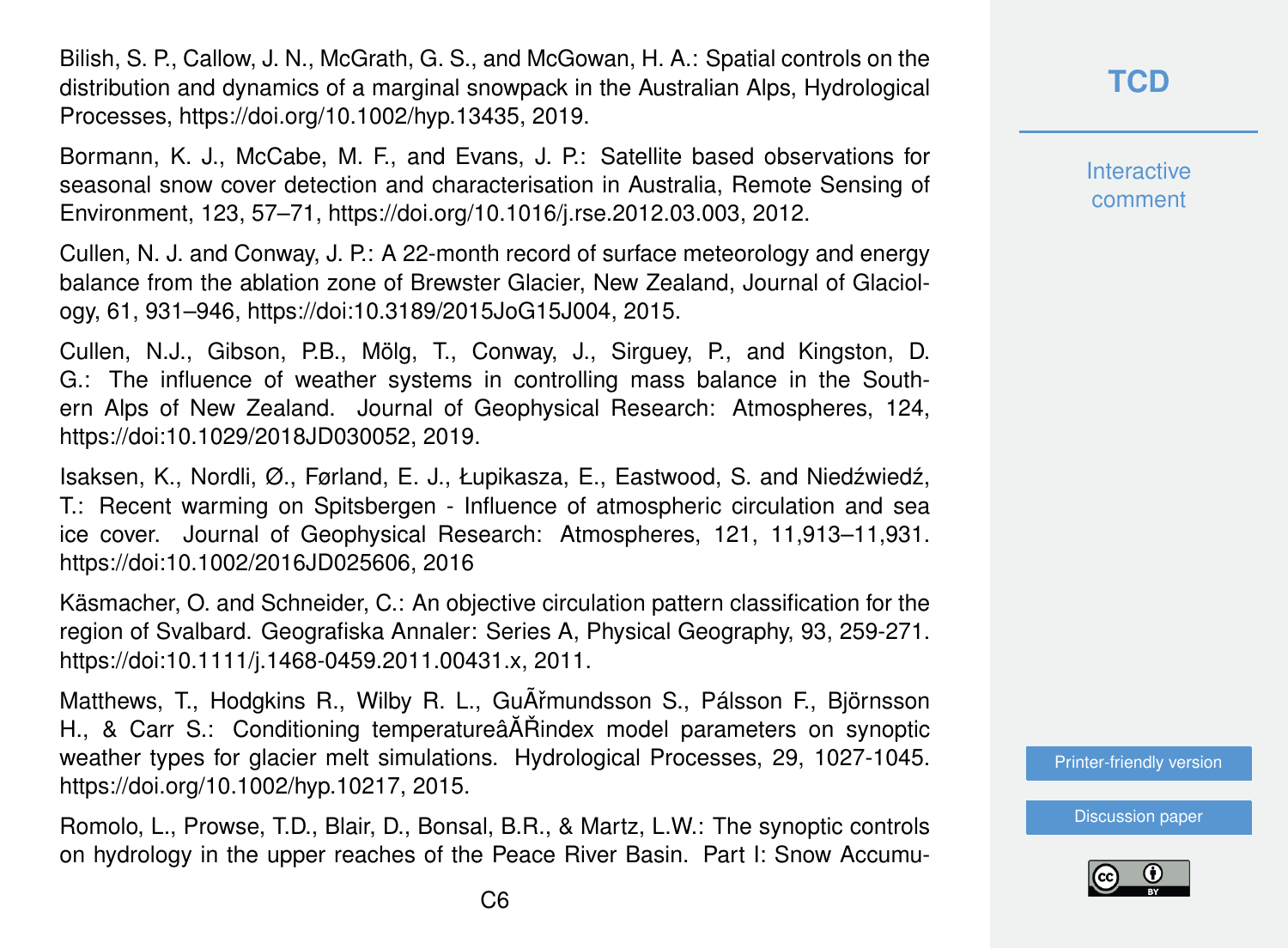Bilish, S. P., Callow, J. N., McGrath, G. S., and McGowan, H. A.: Spatial controls on the distribution and dynamics of a marginal snowpack in the Australian Alps, Hydrological Processes, https://doi.org/10.1002/hyp.13435, 2019.

Bormann, K. J., McCabe, M. F., and Evans, J. P.: Satellite based observations for seasonal snow cover detection and characterisation in Australia, Remote Sensing of Environment, 123, 57–71, https://doi.org/10.1016/j.rse.2012.03.003, 2012.

Cullen, N. J. and Conway, J. P.: A 22-month record of surface meteorology and energy balance from the ablation zone of Brewster Glacier, New Zealand, Journal of Glaciology, 61, 931–946, https://doi:10.3189/2015JoG15J004, 2015.

Cullen, N.J., Gibson, P.B., Mölg, T., Conway, J., Sirguey, P., and Kingston, D. G.: The influence of weather systems in controlling mass balance in the Southern Alps of New Zealand. Journal of Geophysical Research: Atmospheres, 124, https://doi:10.1029/2018JD030052, 2019.

Isaksen, K., Nordli, Ø., Førland, E. J., Łupikasza, E., Eastwood, S. and Niedźwiedź, T.: Recent warming on Spitsbergen - Influence of atmospheric circulation and sea ice cover. Journal of Geophysical Research: Atmospheres, 121, 11,913–11,931. https://doi:10.1002/2016JD025606, 2016

Käsmacher, O. and Schneider, C.: An objective circulation pattern classification for the region of Svalbard. Geografiska Annaler: Series A, Physical Geography, 93, 259-271. https://doi:10.1111/j.1468-0459.2011.00431.x, 2011.

Matthews, T., Hodgkins R., Wilby R. L., GuÃřmundsson S., Pálsson F., Björnsson H., & Carr S.: Conditioning temperatureâĂŘindex model parameters on synoptic weather types for glacier melt simulations. Hydrological Processes, 29, 1027-1045. https://doi.org/10.1002/hyp.10217, 2015.

Romolo, L., Prowse, T.D., Blair, D., Bonsal, B.R., & Martz, L.W.: The synoptic controls on hydrology in the upper reaches of the Peace River Basin. Part I: Snow Accumu-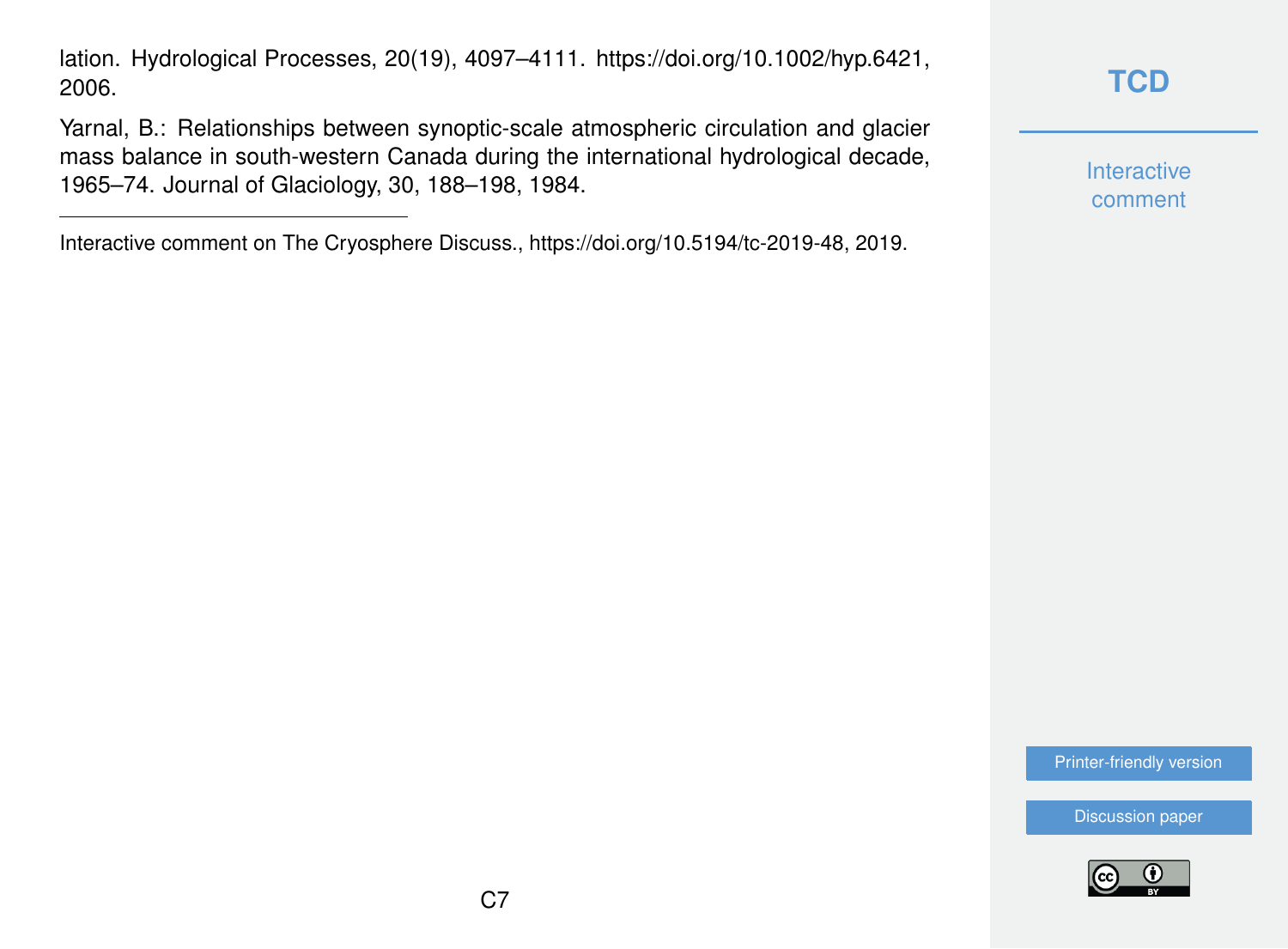lation. Hydrological Processes, 20(19), 4097–4111. https://doi.org/10.1002/hyp.6421, 2006.

Yarnal, B.: Relationships between synoptic-scale atmospheric circulation and glacier mass balance in south-western Canada during the international hydrological decade, 1965–74. Journal of Glaciology, 30, 188–198, 1984.

---

Interactive comment on The Cryosphere Discuss., https://doi.org/10.5194/tc-2019-48, 2019.